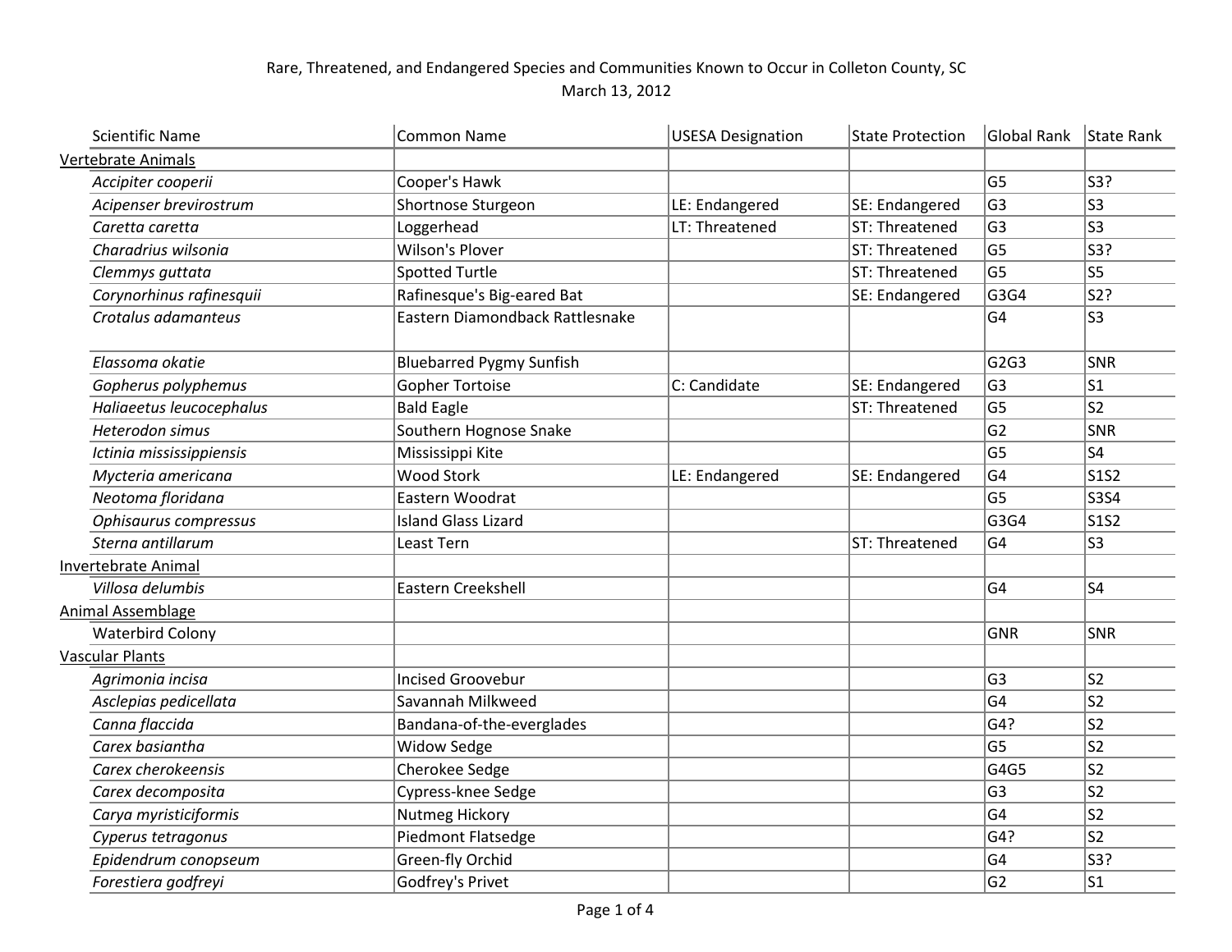Rare, Threatened, and Endangered Species and Communities Known to Occur in Colleton County, SC
March 13, 2012

| Scientific Name | Common Name | USESA Designation | State Protection | Global Rank | State Rank |
|---|---|---|---|---|---|
| Vertebrate Animals | | | | | |
| *Accipiter cooperii* | Cooper's Hawk | | | G5 | S3? |
| *Acipenser brevirostrum* | Shortnose Sturgeon | LE: Endangered | SE: Endangered | G3 | S3 |
| *Caretta caretta* | Loggerhead | LT: Threatened | ST: Threatened | G3 | S3 |
| *Charadrius wilsonia* | Wilson's Plover | | ST: Threatened | G5 | S3? |
| *Clemmys guttata* | Spotted Turtle | | ST: Threatened | G5 | S5 |
| *Corynorhinus rafinesquii* | Rafinesque's Big-eared Bat | | SE: Endangered | G3G4 | S2? |
| *Crotalus adamanteus* | Eastern Diamondback Rattlesnake | | | G4 | S3 |
| *Elassoma okatie* | Bluebarred Pygmy Sunfish | | | G2G3 | SNR |
| *Gopherus polyphemus* | Gopher Tortoise | C: Candidate | SE: Endangered | G3 | S1 |
| *Haliaeetus leucocephalus* | Bald Eagle | | ST: Threatened | G5 | S2 |
| *Heterodon simus* | Southern Hognose Snake | | | G2 | SNR |
| *Ictinia mississippiensis* | Mississippi Kite | | | G5 | S4 |
| *Mycteria americana* | Wood Stork | LE: Endangered | SE: Endangered | G4 | S1S2 |
| *Neotoma floridana* | Eastern Woodrat | | | G5 | S3S4 |
| *Ophisaurus compressus* | Island Glass Lizard | | | G3G4 | S1S2 |
| *Sterna antillarum* | Least Tern | | ST: Threatened | G4 | S3 |
| Invertebrate Animal | | | | | |
| *Villosa delumbis* | Eastern Creekshell | | | G4 | S4 |
| Animal Assemblage | | | | | |
| Waterbird Colony | | | | GNR | SNR |
| Vascular Plants | | | | | |
| *Agrimonia incisa* | Incised Groovebur | | | G3 | S2 |
| *Asclepias pedicellata* | Savannah Milkweed | | | G4 | S2 |
| *Canna flaccida* | Bandana-of-the-everglades | | | G4? | S2 |
| *Carex basiantha* | Widow Sedge | | | G5 | S2 |
| *Carex cherokeensis* | Cherokee Sedge | | | G4G5 | S2 |
| *Carex decomposita* | Cypress-knee Sedge | | | G3 | S2 |
| *Carya myristiciformis* | Nutmeg Hickory | | | G4 | S2 |
| *Cyperus tetragonus* | Piedmont Flatsedge | | | G4? | S2 |
| *Epidendrum conopseum* | Green-fly Orchid | | | G4 | S3? |
| *Forestiera godfreyi* | Godfrey's Privet | | | G2 | S1 |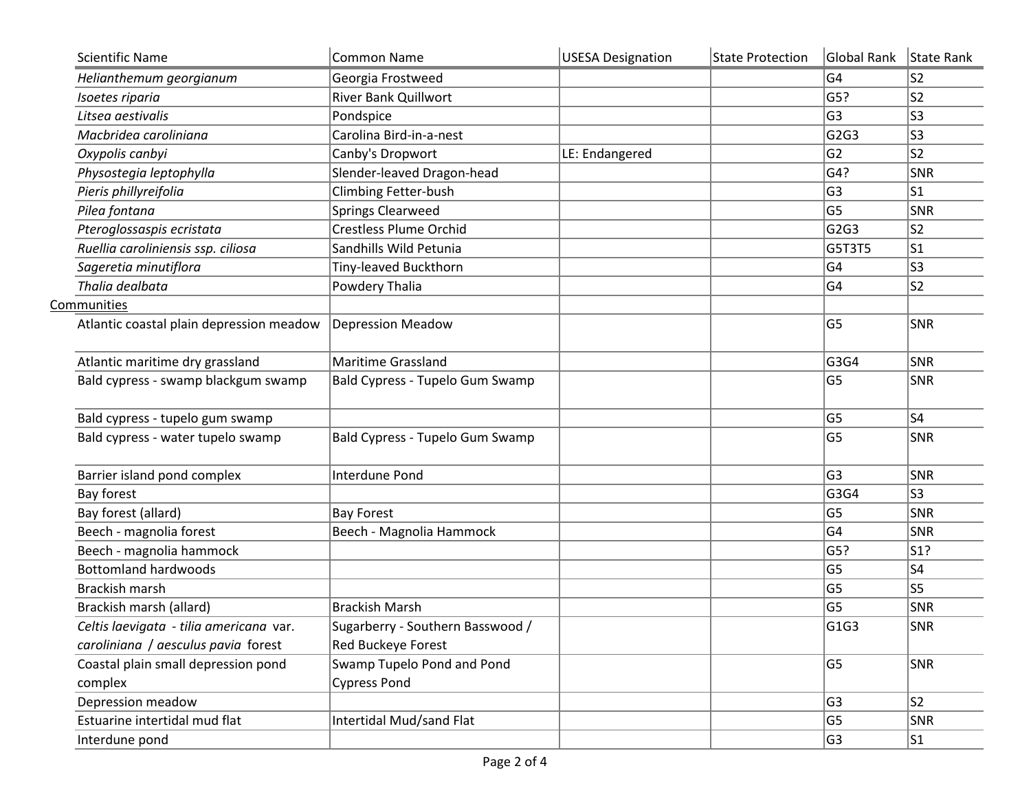| Scientific Name | Common Name | USESA Designation | State Protection | Global Rank | State Rank |
|---|---|---|---|---|---|
| *Helianthemum georgianum* | Georgia Frostweed | | | G4 | S2 |
| *Isoetes riparia* | River Bank Quillwort | | | G5? | S2 |
| *Litsea aestivalis* | Pondspice | | | G3 | S3 |
| *Macbridea caroliniana* | Carolina Bird-in-a-nest | | | G2G3 | S3 |
| *Oxypolis canbyi* | Canby's Dropwort | LE: Endangered | | G2 | S2 |
| *Physostegia leptophylla* | Slender-leaved Dragon-head | | | G4? | SNR |
| *Pieris phillyreifolia* | Climbing Fetter-bush | | | G3 | S1 |
| *Pilea fontana* | Springs Clearweed | | | G5 | SNR |
| *Pteroglossaspis ecristata* | Crestless Plume Orchid | | | G2G3 | S2 |
| *Ruellia caroliniensis ssp. ciliosa* | Sandhills Wild Petunia | | | G5T3T5 | S1 |
| *Sageretia minutiflora* | Tiny-leaved Buckthorn | | | G4 | S3 |
| *Thalia dealbata* | Powdery Thalia | | | G4 | S2 |
| Communities | | | | | |
| Atlantic coastal plain depression meadow | Depression Meadow | | | G5 | SNR |
| Atlantic maritime dry grassland | Maritime Grassland | | | G3G4 | SNR |
| Bald cypress - swamp blackgum swamp | Bald Cypress - Tupelo Gum Swamp | | | G5 | SNR |
| Bald cypress - tupelo gum swamp | | | | G5 | S4 |
| Bald cypress - water tupelo swamp | Bald Cypress - Tupelo Gum Swamp | | | G5 | SNR |
| Barrier island pond complex | Interdune Pond | | | G3 | SNR |
| Bay forest | | | | G3G4 | S3 |
| Bay forest (allard) | Bay Forest | | | G5 | SNR |
| Beech - magnolia forest | Beech - Magnolia Hammock | | | G4 | SNR |
| Beech - magnolia hammock | | | | G5? | S1? |
| Bottomland hardwoods | | | | G5 | S4 |
| Brackish marsh | | | | G5 | S5 |
| Brackish marsh (allard) | Brackish Marsh | | | G5 | SNR |
| *Celtis laevigata - tilia americana* var. *caroliniana / aesculus pavia* forest | Sugarberry - Southern Basswood / Red Buckeye Forest | | | G1G3 | SNR |
| Coastal plain small depression pond complex | Swamp Tupelo Pond and Pond Cypress Pond | | | G5 | SNR |
| Depression meadow | | | | G3 | S2 |
| Estuarine intertidal mud flat | Intertidal Mud/sand Flat | | | G5 | SNR |
| Interdune pond | | | | G3 | S1 |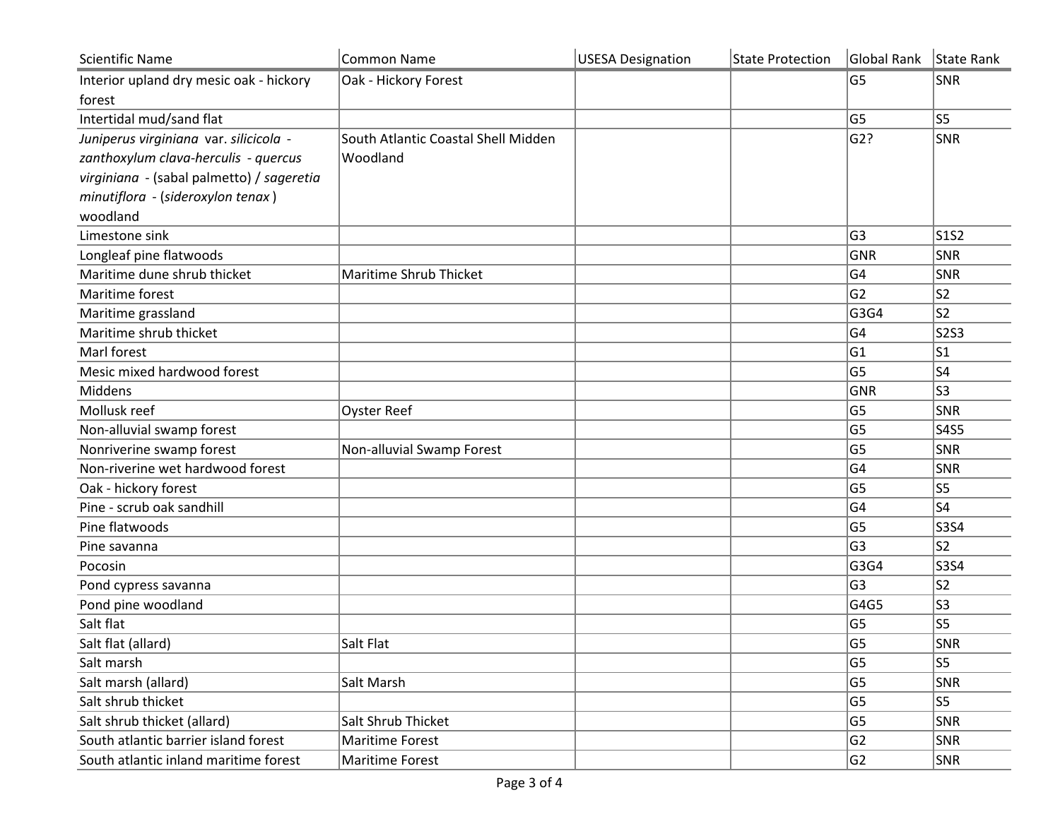| Scientific Name | Common Name | USESA Designation | State Protection | Global Rank | State Rank |
|---|---|---|---|---|---|
| Interior upland dry mesic oak - hickory forest | Oak - Hickory Forest | | | G5 | SNR |
| Intertidal mud/sand flat | | | | G5 | S5 |
| *Juniperus virginiana* var. *silicicola* - *zanthoxylum clava-herculis* - *quercus virginiana* - (sabal palmetto) / *sageretia minutiflora* - (*sideroxylon tenax*) woodland | South Atlantic Coastal Shell Midden Woodland | | | G2? | SNR |
| Limestone sink | | | | G3 | S1S2 |
| Longleaf pine flatwoods | | | | GNR | SNR |
| Maritime dune shrub thicket | Maritime Shrub Thicket | | | G4 | SNR |
| Maritime forest | | | | G2 | S2 |
| Maritime grassland | | | | G3G4 | S2 |
| Maritime shrub thicket | | | | G4 | S2S3 |
| Marl forest | | | | G1 | S1 |
| Mesic mixed hardwood forest | | | | G5 | S4 |
| Middens | | | | GNR | S3 |
| Mollusk reef | Oyster Reef | | | G5 | SNR |
| Non-alluvial swamp forest | | | | G5 | S4S5 |
| Nonriverine swamp forest | Non-alluvial Swamp Forest | | | G5 | SNR |
| Non-riverine wet hardwood forest | | | | G4 | SNR |
| Oak - hickory forest | | | | G5 | S5 |
| Pine - scrub oak sandhill | | | | G4 | S4 |
| Pine flatwoods | | | | G5 | S3S4 |
| Pine savanna | | | | G3 | S2 |
| Pocosin | | | | G3G4 | S3S4 |
| Pond cypress savanna | | | | G3 | S2 |
| Pond pine woodland | | | | G4G5 | S3 |
| Salt flat | | | | G5 | S5 |
| Salt flat (allard) | Salt Flat | | | G5 | SNR |
| Salt marsh | | | | G5 | S5 |
| Salt marsh (allard) | Salt Marsh | | | G5 | SNR |
| Salt shrub thicket | | | | G5 | S5 |
| Salt shrub thicket (allard) | Salt Shrub Thicket | | | G5 | SNR |
| South atlantic barrier island forest | Maritime Forest | | | G2 | SNR |
| South atlantic inland maritime forest | Maritime Forest | | | G2 | SNR |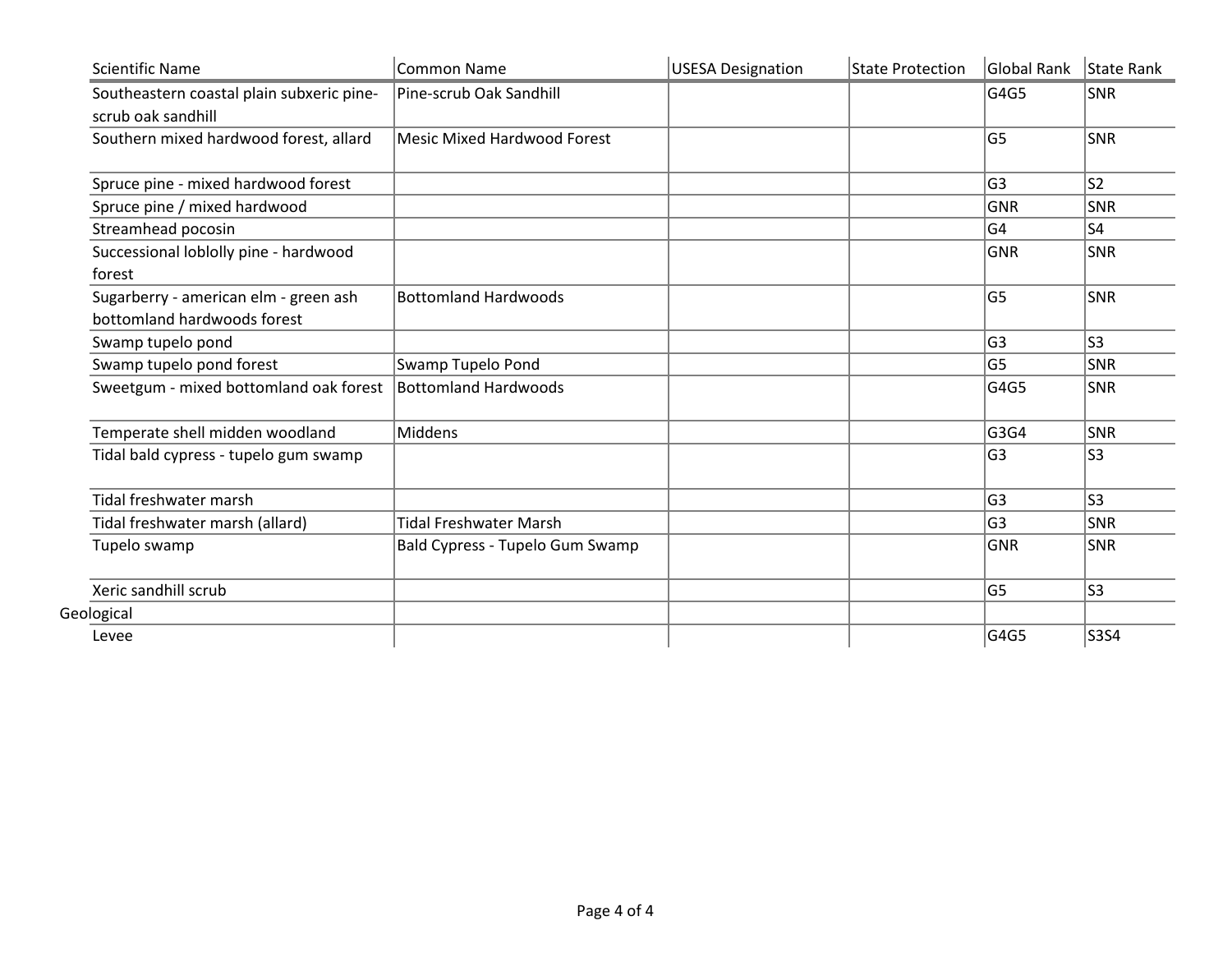| Scientific Name | Common Name | USESA Designation | State Protection | Global Rank | State Rank |
|---|---|---|---|---|---|
| Southeastern coastal plain subxeric pine-scrub oak sandhill | Pine-scrub Oak Sandhill | | | G4G5 | SNR |
| Southern mixed hardwood forest, allard | Mesic Mixed Hardwood Forest | | | G5 | SNR |
| Spruce pine - mixed hardwood forest | | | | G3 | S2 |
| Spruce pine / mixed hardwood | | | | GNR | SNR |
| Streamhead pocosin | | | | G4 | S4 |
| Successional loblolly pine - hardwood forest | | | | GNR | SNR |
| Sugarberry - american elm - green ash bottomland hardwoods forest | Bottomland Hardwoods | | | G5 | SNR |
| Swamp tupelo pond | | | | G3 | S3 |
| Swamp tupelo pond forest | Swamp Tupelo Pond | | | G5 | SNR |
| Sweetgum - mixed bottomland oak forest | Bottomland Hardwoods | | | G4G5 | SNR |
| Temperate shell midden woodland | Middens | | | G3G4 | SNR |
| Tidal bald cypress - tupelo gum swamp | | | | G3 | S3 |
| Tidal freshwater marsh | | | | G3 | S3 |
| Tidal freshwater marsh (allard) | Tidal Freshwater Marsh | | | G3 | SNR |
| Tupelo swamp | Bald Cypress - Tupelo Gum Swamp | | | GNR | SNR |
| Xeric sandhill scrub | | | | G5 | S3 |
| Geological | | | | | |
| Levee | | | | G4G5 | S3S4 |